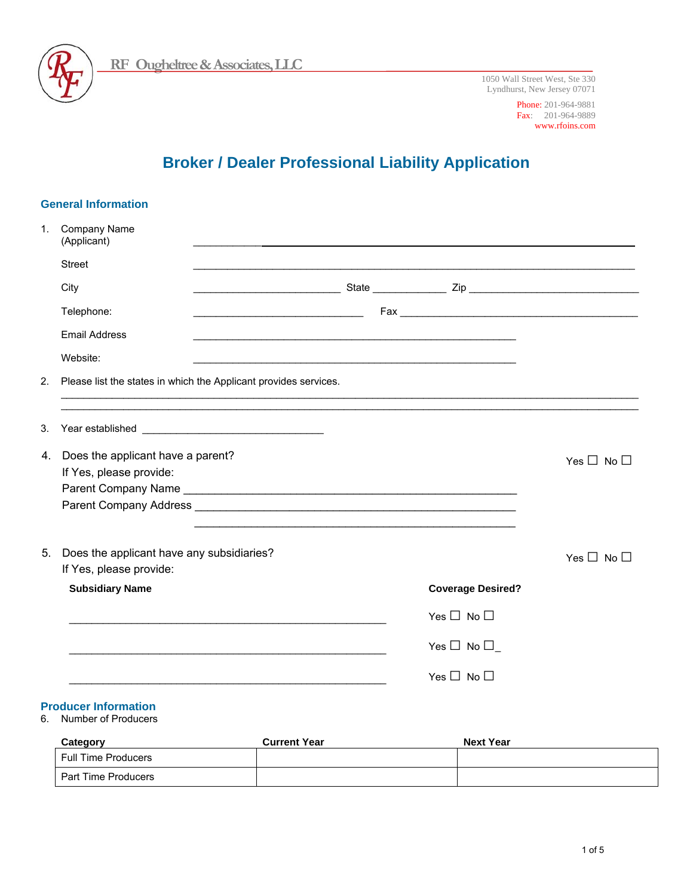RF Ougheltree & Associates, LLC

1050 Wall Street West, Ste 330
Lyndhurst, New Jersey 07071

Phone: 201-964-9881
Fax: 201-964-9889
www.rfoins.com

# Broker / Dealer Professional Liability Application

## General Information

1. Company Name (Applicant) ______________________________

   Street ______________________________

   City ______________ State __________ Zip ______________

   Telephone: ______________ Fax ______________

   Email Address ______________________________

   Website: ______________________________

2. Please list the states in which the Applicant provides services.

   ______________________________

   ______________________________

3. Year established ______________________________

4. Does the applicant have a parent? Yes ☐ No ☐

   If Yes, please provide:

   Parent Company Name ______________________________

   Parent Company Address ______________________________

   ______________________________

5. Does the applicant have any subsidiaries? Yes ☐ No ☐

   If Yes, please provide:

| **Subsidiary Name** | **Coverage Desired?** |
|---|---|
| ______________________________ | Yes ☐ No ☐ |
| ______________________________ | Yes ☐ No ☐_ |
| ______________________________ | Yes ☐ No ☐ |

## Producer Information

6. Number of Producers

| Category | Current Year | Next Year |
|---|---|---|
| Full Time Producers | | |
| Part Time Producers | | |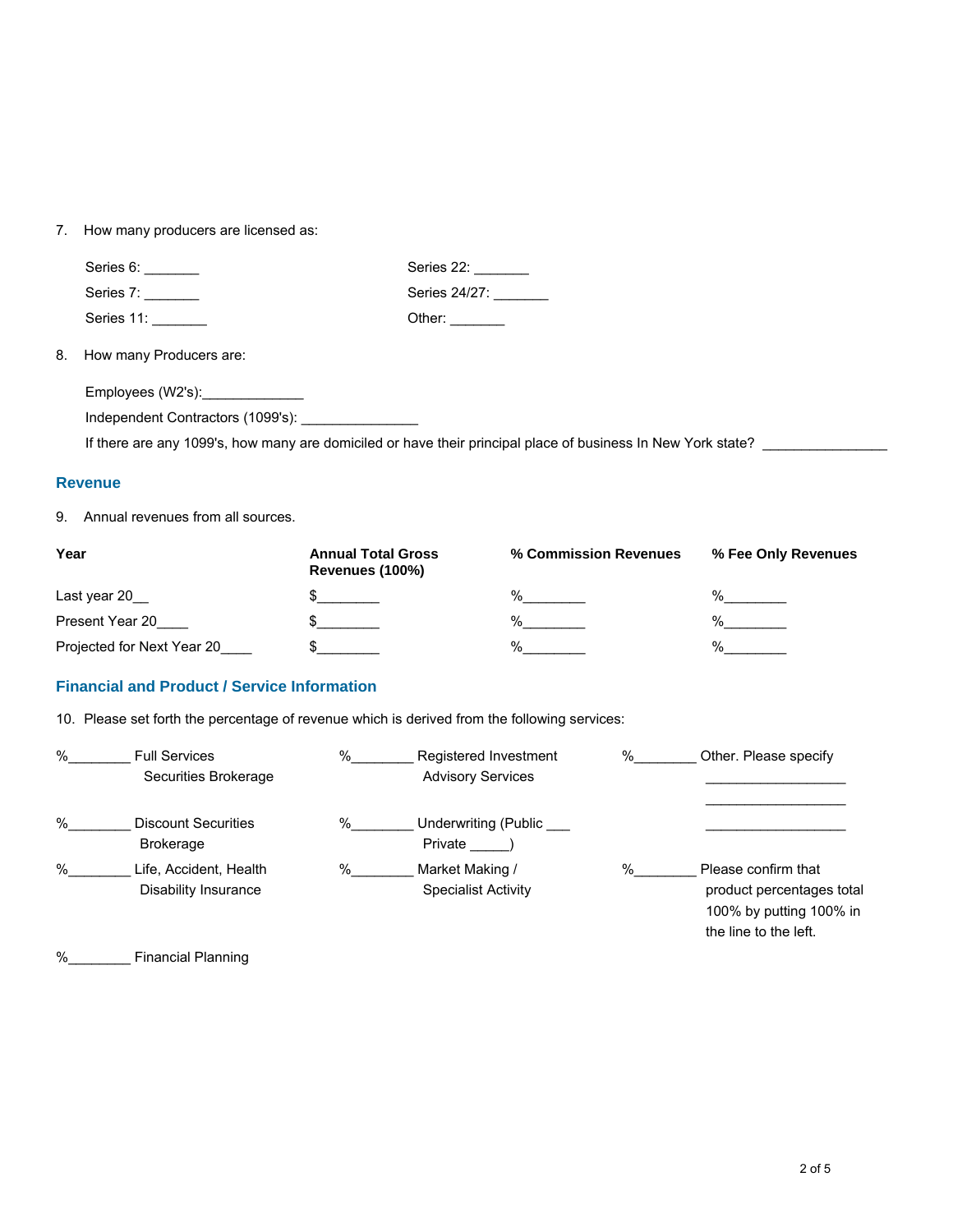7. How many producers are licensed as:

Series 6: _______ Series 22: _______

Series 7: _______ Series 24/27: _______

Series 11: _______ Other: _______

8. How many Producers are:

Employees (W2's):_____________

Independent Contractors (1099's): _______________

If there are any 1099's, how many are domiciled or have their principal place of business In New York state? ________________

## Revenue

9. Annual revenues from all sources.

| Year | Annual Total Gross Revenues (100%) | % Commission Revenues | % Fee Only Revenues |
|---|---|---|---|
| Last year 20__ | $________ | %________ | %________ |
| Present Year 20____ | $________ | %________ | %________ |
| Projected for Next Year 20____ | $________ | %________ | %________ |

## Financial and Product / Service Information

10. Please set forth the percentage of revenue which is derived from the following services:

%________ Full Services Securities Brokerage

%________ Discount Securities Brokerage

%________ Life, Accident, Health Disability Insurance

%________ Financial Planning

%________ Registered Investment Advisory Services

%________ Underwriting (Public ___ Private _____)

%________ Market Making / Specialist Activity

%________ Other. Please specify ___________________ ___________________ ___________________

%________ Please confirm that product percentages total 100% by putting 100% in the line to the left.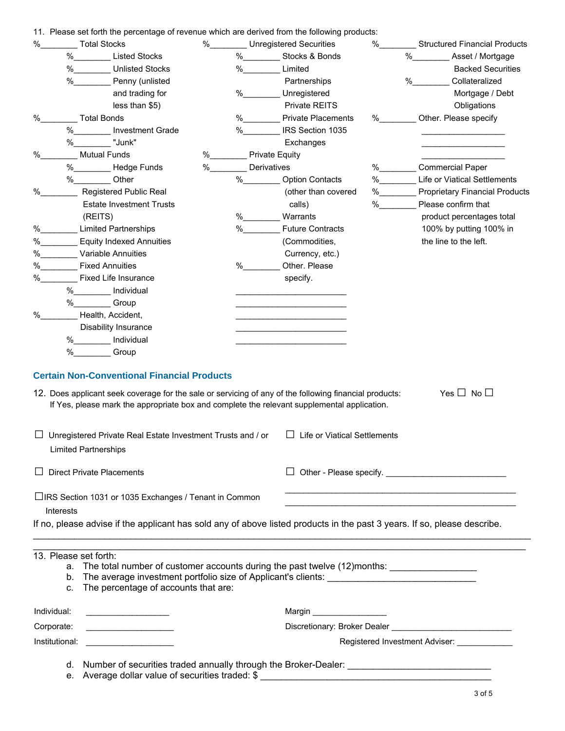11. Please set forth the percentage of revenue which are derived from the following products:

- %________ Total Stocks
  - %________ Listed Stocks
  - %________ Unlisted Stocks
  - %________ Penny (unlisted and trading for less than $5)
- %________ Total Bonds
  - %________ Investment Grade
  - %________ "Junk"
- %________ Mutual Funds
  - %________ Hedge Funds
  - %________ Other
- %________ Registered Public Real Estate Investment Trusts (REITS)
- %________ Limited Partnerships
- %________ Equity Indexed Annuities
- %________ Variable Annuities
- %________ Fixed Annuities
- %________ Fixed Life Insurance
  - %________ Individual
  - %________ Group
- %________ Health, Accident, Disability Insurance
  - %________ Individual
  - %________ Group
- %________ Unregistered Securities
  - %________ Stocks & Bonds
  - %________ Limited Partnerships
  - %________ Unregistered Private REITS
  - %________ Private Placements
  - %________ IRS Section 1035 Exchanges
- %________ Private Equity
- %________ Derivatives
  - %________ Option Contacts (other than covered calls)
  - %________ Warrants
  - %________ Future Contracts (Commodities, Currency, etc.)
  - %________ Other. Please specify.

    ________________________
    ________________________
    ________________________
    ________________________
    ________________________
- %________ Structured Financial Products
  - %________ Asset / Mortgage Backed Securities
  - %________ Collateralized Mortgage / Debt Obligations
- %________ Other. Please specify

  __________________
  __________________
  __________________
- %________ Commercial Paper
- %________ Life or Viatical Settlements
- %________ Proprietary Financial Products
- %________ Please confirm that product percentages total 100% by putting 100% in the line to the left.

## Certain Non-Conventional Financial Products

12. Does applicant seek coverage for the sale or servicing of any of the following financial products: Yes ☐ No ☐
    If Yes, please mark the appropriate box and complete the relevant supplemental application.

☐ Unregistered Private Real Estate Investment Trusts and / or Limited Partnerships

☐ Direct Private Placements

☐ IRS Section 1031 or 1035 Exchanges / Tenant in Common Interests

☐ Life or Viatical Settlements

☐ Other - Please specify. __________________________

____________________________________________________
____________________________________________________

If no, please advise if the applicant has sold any of above listed products in the past 3 years. If so, please describe.

______________________________________________________________________________________________
______________________________________________________________________________________________

13. Please set forth:
    a. The total number of customer accounts during the past twelve (12)months: _________________
    b. The average investment portfolio size of Applicant's clients: ______________________________
    c. The percentage of accounts that are:

Individual: __________________

Corporate: ___________________

Institutional: ___________________

Margin ________________

Discretionary: Broker Dealer ___________________________

Registered Investment Adviser: ____________

    d. Number of securities traded annually through the Broker-Dealer: _____________________________
    e. Average dollar value of securities traded: $ ________________________________________________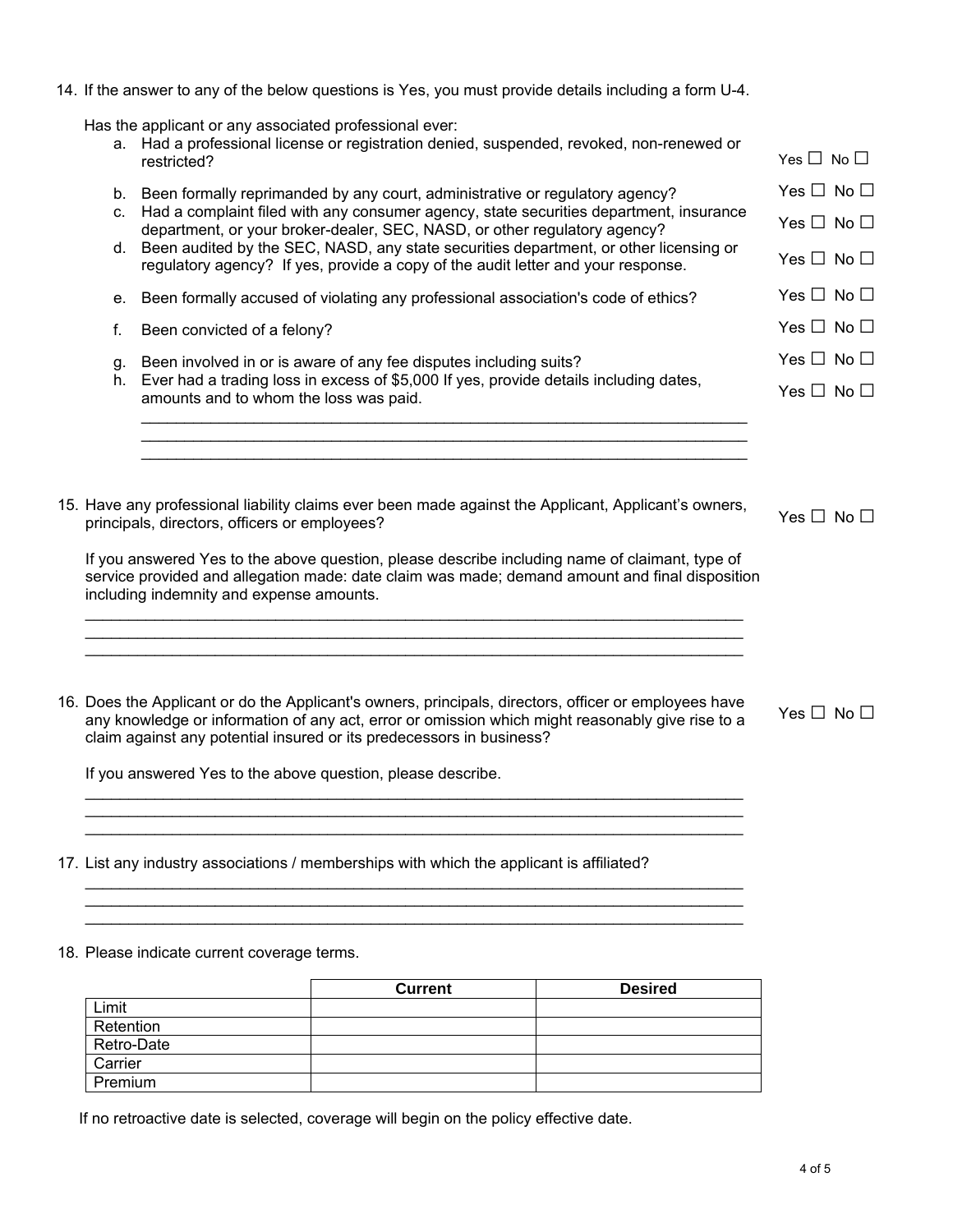14. If the answer to any of the below questions is Yes, you must provide details including a form U-4.

    Has the applicant or any associated professional ever:

    a. Had a professional license or registration denied, suspended, revoked, non-renewed or restricted? Yes ☐ No ☐
    b. Been formally reprimanded by any court, administrative or regulatory agency? Yes ☐ No ☐
    c. Had a complaint filed with any consumer agency, state securities department, insurance department, or your broker-dealer, SEC, NASD, or other regulatory agency? Yes ☐ No ☐
    d. Been audited by the SEC, NASD, any state securities department, or other licensing or regulatory agency? If yes, provide a copy of the audit letter and your response. Yes ☐ No ☐
    e. Been formally accused of violating any professional association's code of ethics? Yes ☐ No ☐
    f. Been convicted of a felony? Yes ☐ No ☐
    g. Been involved in or is aware of any fee disputes including suits? Yes ☐ No ☐
    h. Ever had a trading loss in excess of $5,000 If yes, provide details including dates, amounts and to whom the loss was paid. Yes ☐ No ☐

    ______________________________________________________________________
    ______________________________________________________________________
    ______________________________________________________________________

15. Have any professional liability claims ever been made against the Applicant, Applicant's owners, principals, directors, officers or employees? Yes ☐ No ☐

    If you answered Yes to the above question, please describe including name of claimant, type of service provided and allegation made: date claim was made; demand amount and final disposition including indemnity and expense amounts.

    ______________________________________________________________________
    ______________________________________________________________________
    ______________________________________________________________________

16. Does the Applicant or do the Applicant's owners, principals, directors, officer or employees have any knowledge or information of any act, error or omission which might reasonably give rise to a claim against any potential insured or its predecessors in business? Yes ☐ No ☐

    If you answered Yes to the above question, please describe.

    ______________________________________________________________________
    ______________________________________________________________________
    ______________________________________________________________________

17. List any industry associations / memberships with which the applicant is affiliated?

    ______________________________________________________________________
    ______________________________________________________________________
    ______________________________________________________________________

18. Please indicate current coverage terms.

|  | Current | Desired |
|---|---|---|
| Limit |  |  |
| Retention |  |  |
| Retro-Date |  |  |
| Carrier |  |  |
| Premium |  |  |

If no retroactive date is selected, coverage will begin on the policy effective date.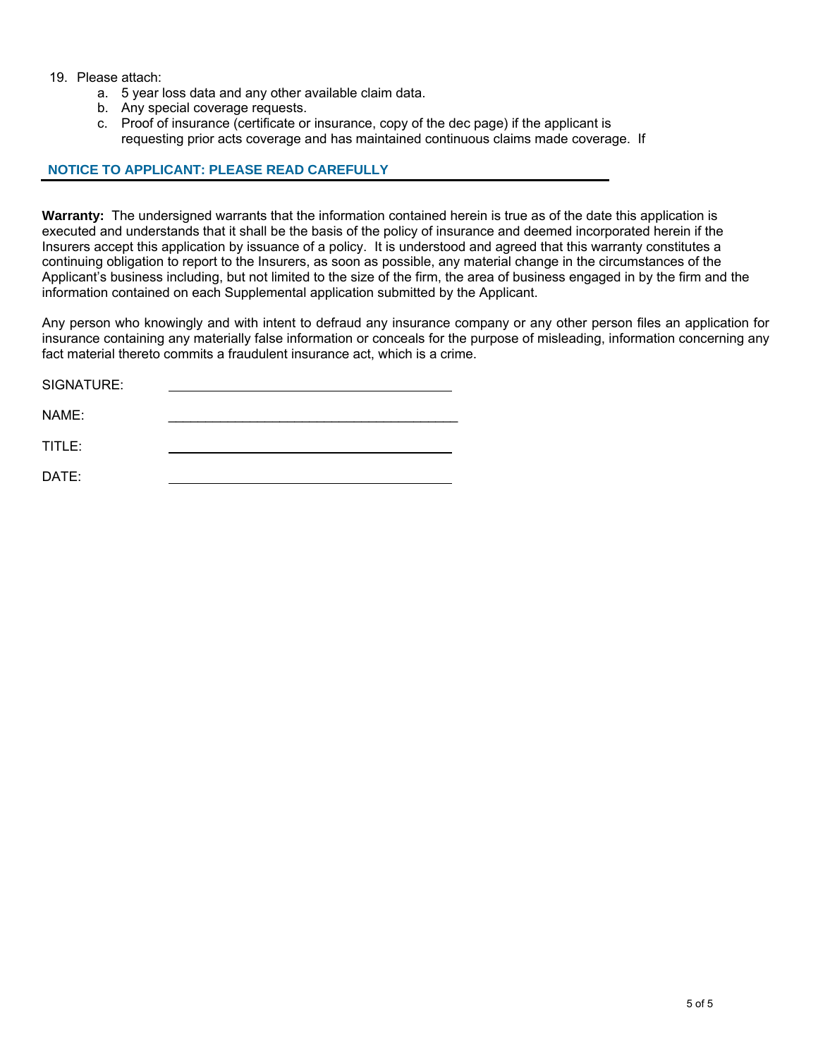19. Please attach:
    a. 5 year loss data and any other available claim data.
    b. Any special coverage requests.
    c. Proof of insurance (certificate or insurance, copy of the dec page) if the applicant is requesting prior acts coverage and has maintained continuous claims made coverage. If

## NOTICE TO APPLICANT: PLEASE READ CAREFULLY

**Warranty:** The undersigned warrants that the information contained herein is true as of the date this application is executed and understands that it shall be the basis of the policy of insurance and deemed incorporated herein if the Insurers accept this application by issuance of a policy. It is understood and agreed that this warranty constitutes a continuing obligation to report to the Insurers, as soon as possible, any material change in the circumstances of the Applicant's business including, but not limited to the size of the firm, the area of business engaged in by the firm and the information contained on each Supplemental application submitted by the Applicant.

Any person who knowingly and with intent to defraud any insurance company or any other person files an application for insurance containing any materially false information or conceals for the purpose of misleading, information concerning any fact material thereto commits a fraudulent insurance act, which is a crime.

SIGNATURE: ______________________________________

NAME: ______________________________________

TITLE: ______________________________________

DATE: ______________________________________